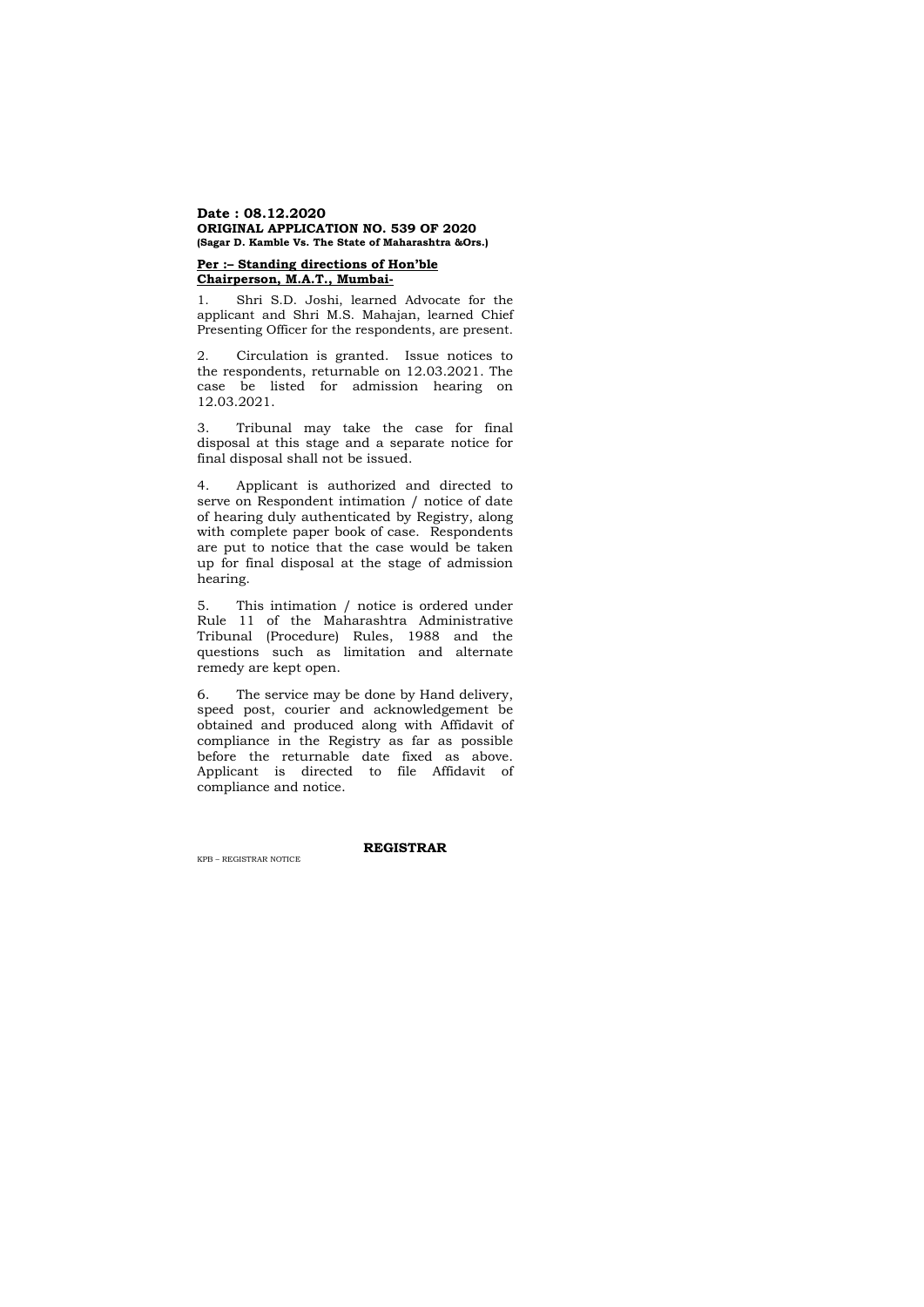**Date : 08.12.2020**
**ORIGINAL APPLICATION NO. 539 OF 2020**
**(Sagar D. Kamble Vs. The State of Maharashtra &Ors.)**

**Per :– Standing directions of Hon'ble Chairperson, M.A.T., Mumbai-**

1. Shri S.D. Joshi, learned Advocate for the applicant and Shri M.S. Mahajan, learned Chief Presenting Officer for the respondents, are present.

2. Circulation is granted. Issue notices to the respondents, returnable on 12.03.2021. The case be listed for admission hearing on 12.03.2021.

3. Tribunal may take the case for final disposal at this stage and a separate notice for final disposal shall not be issued.

4. Applicant is authorized and directed to serve on Respondent intimation / notice of date of hearing duly authenticated by Registry, along with complete paper book of case. Respondents are put to notice that the case would be taken up for final disposal at the stage of admission hearing.

5. This intimation / notice is ordered under Rule 11 of the Maharashtra Administrative Tribunal (Procedure) Rules, 1988 and the questions such as limitation and alternate remedy are kept open.

6. The service may be done by Hand delivery, speed post, courier and acknowledgement be obtained and produced along with Affidavit of compliance in the Registry as far as possible before the returnable date fixed as above. Applicant is directed to file Affidavit of compliance and notice.

**REGISTRAR**

KPB – REGISTRAR NOTICE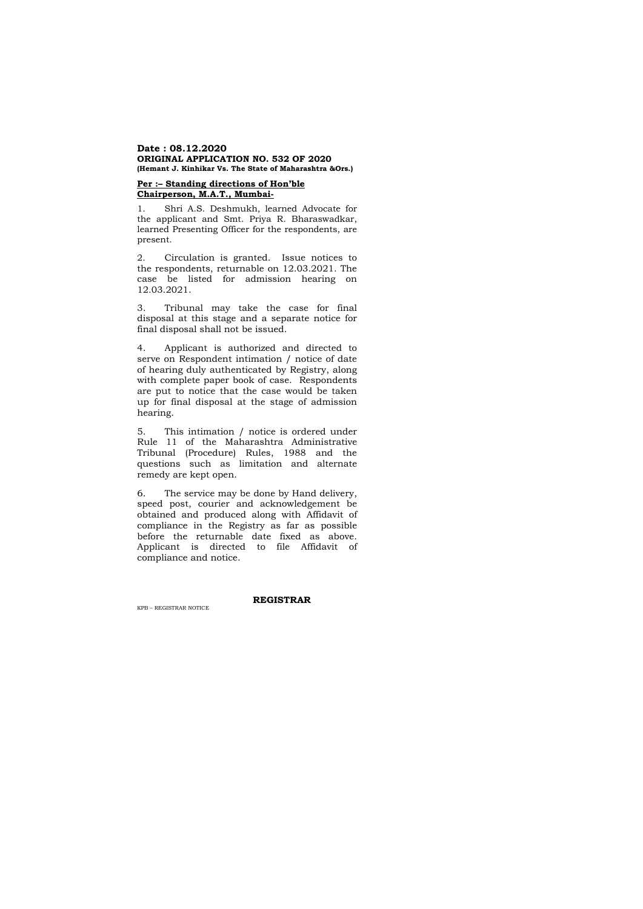**Date : 08.12.2020**
**ORIGINAL APPLICATION NO. 532 OF 2020**
**(Hemant J. Kinhikar Vs. The State of Maharashtra &Ors.)**

**Per :– Standing directions of Hon'ble Chairperson, M.A.T., Mumbai-**

1. Shri A.S. Deshmukh, learned Advocate for the applicant and Smt. Priya R. Bharaswadkar, learned Presenting Officer for the respondents, are present.

2. Circulation is granted. Issue notices to the respondents, returnable on 12.03.2021. The case be listed for admission hearing on 12.03.2021.

3. Tribunal may take the case for final disposal at this stage and a separate notice for final disposal shall not be issued.

4. Applicant is authorized and directed to serve on Respondent intimation / notice of date of hearing duly authenticated by Registry, along with complete paper book of case. Respondents are put to notice that the case would be taken up for final disposal at the stage of admission hearing.

5. This intimation / notice is ordered under Rule 11 of the Maharashtra Administrative Tribunal (Procedure) Rules, 1988 and the questions such as limitation and alternate remedy are kept open.

6. The service may be done by Hand delivery, speed post, courier and acknowledgement be obtained and produced along with Affidavit of compliance in the Registry as far as possible before the returnable date fixed as above. Applicant is directed to file Affidavit of compliance and notice.

**REGISTRAR**

KPB – REGISTRAR NOTICE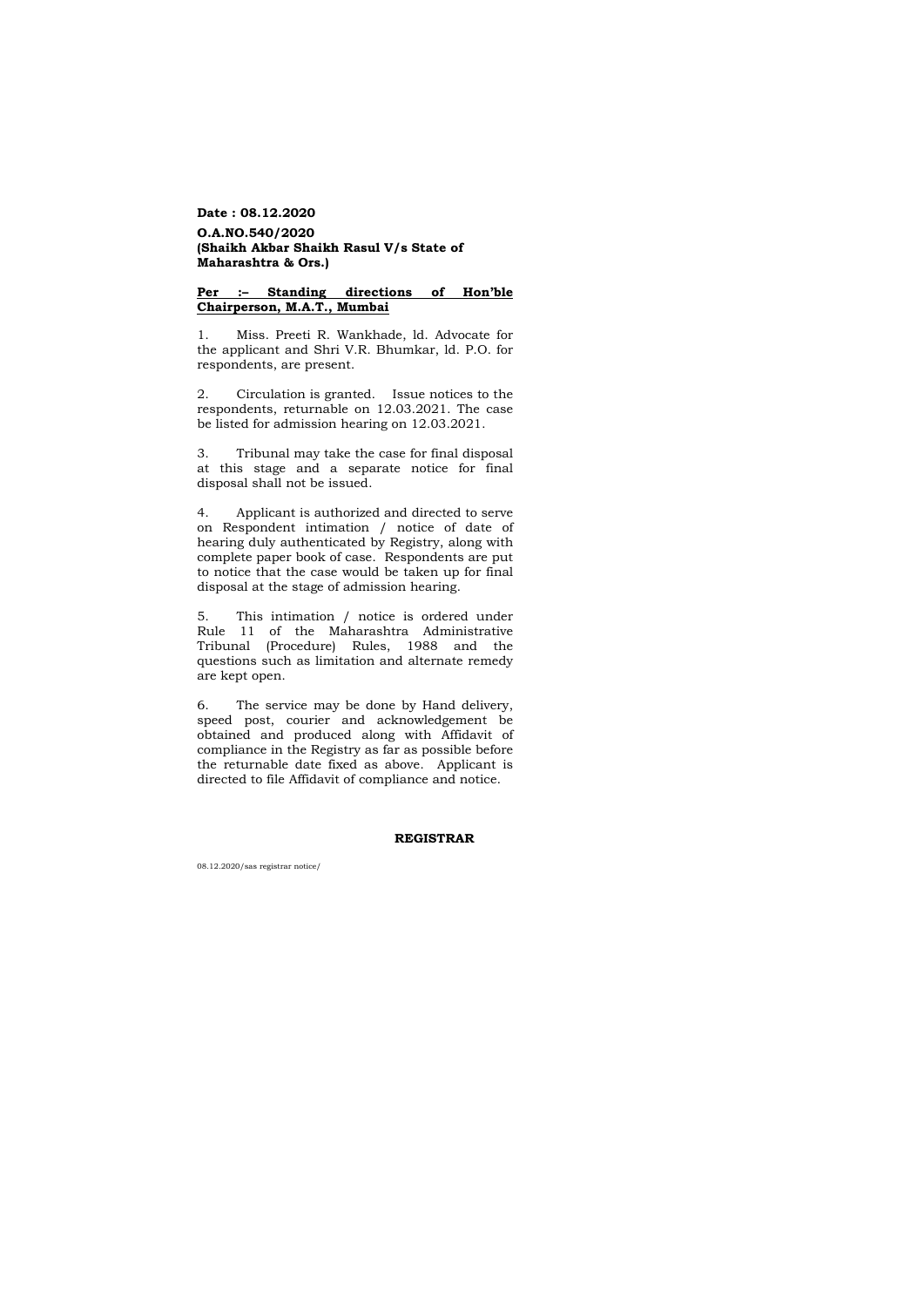**Date : 08.12.2020**

**O.A.NO.540/2020**
**(Shaikh Akbar Shaikh Rasul V/s State of Maharashtra & Ors.)**

**Per :– Standing directions of Hon'ble Chairperson, M.A.T., Mumbai**

1. Miss. Preeti R. Wankhade, ld. Advocate for the applicant and Shri V.R. Bhumkar, ld. P.O. for respondents, are present.

2. Circulation is granted. Issue notices to the respondents, returnable on 12.03.2021. The case be listed for admission hearing on 12.03.2021.

3. Tribunal may take the case for final disposal at this stage and a separate notice for final disposal shall not be issued.

4. Applicant is authorized and directed to serve on Respondent intimation / notice of date of hearing duly authenticated by Registry, along with complete paper book of case. Respondents are put to notice that the case would be taken up for final disposal at the stage of admission hearing.

5. This intimation / notice is ordered under Rule 11 of the Maharashtra Administrative Tribunal (Procedure) Rules, 1988 and the questions such as limitation and alternate remedy are kept open.

6. The service may be done by Hand delivery, speed post, courier and acknowledgement be obtained and produced along with Affidavit of compliance in the Registry as far as possible before the returnable date fixed as above. Applicant is directed to file Affidavit of compliance and notice.

**REGISTRAR**

08.12.2020/sas registrar notice/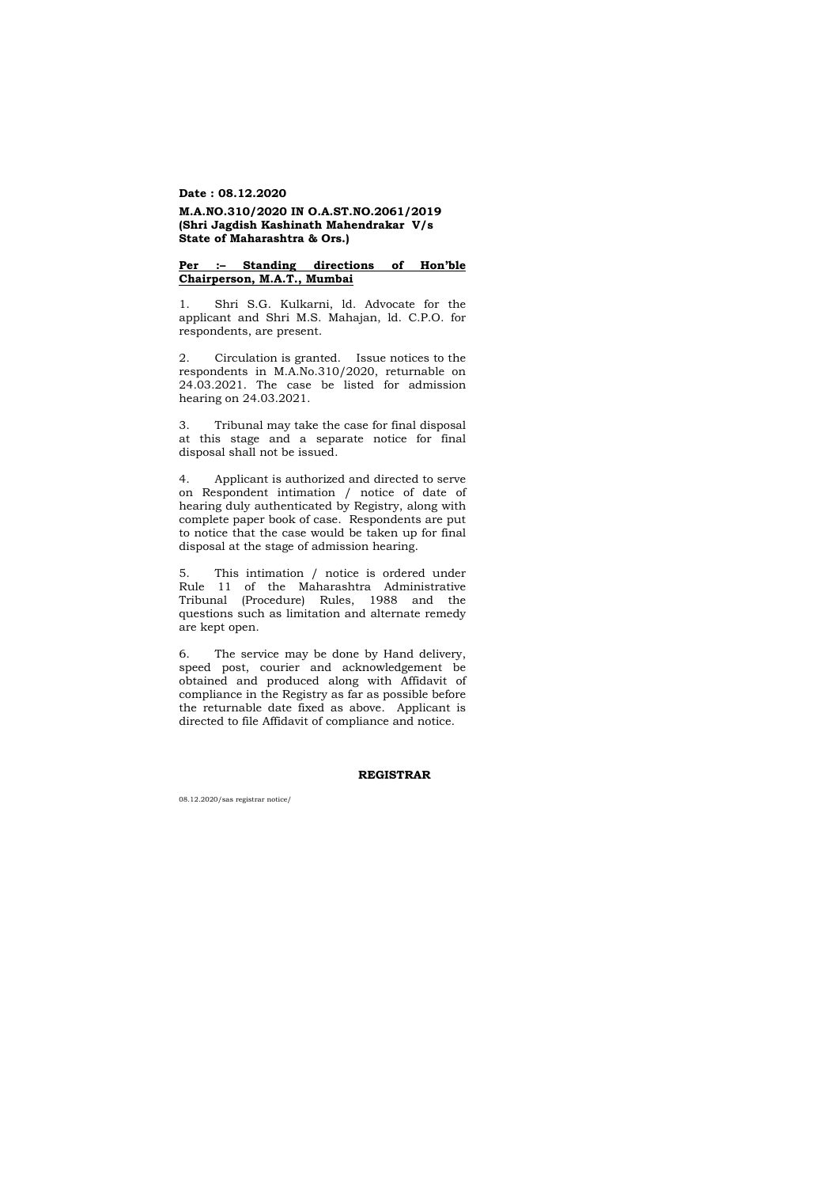**Date : 08.12.2020**

**M.A.NO.310/2020 IN O.A.ST.NO.2061/2019 (Shri Jagdish Kashinath Mahendrakar V/s State of Maharashtra & Ors.)**

**Per :– Standing directions of Hon'ble Chairperson, M.A.T., Mumbai**

1. Shri S.G. Kulkarni, ld. Advocate for the applicant and Shri M.S. Mahajan, ld. C.P.O. for respondents, are present.

2. Circulation is granted. Issue notices to the respondents in M.A.No.310/2020, returnable on 24.03.2021. The case be listed for admission hearing on 24.03.2021.

3. Tribunal may take the case for final disposal at this stage and a separate notice for final disposal shall not be issued.

4. Applicant is authorized and directed to serve on Respondent intimation / notice of date of hearing duly authenticated by Registry, along with complete paper book of case. Respondents are put to notice that the case would be taken up for final disposal at the stage of admission hearing.

5. This intimation / notice is ordered under Rule 11 of the Maharashtra Administrative Tribunal (Procedure) Rules, 1988 and the questions such as limitation and alternate remedy are kept open.

6. The service may be done by Hand delivery, speed post, courier and acknowledgement be obtained and produced along with Affidavit of compliance in the Registry as far as possible before the returnable date fixed as above. Applicant is directed to file Affidavit of compliance and notice.

**REGISTRAR**

08.12.2020/sas registrar notice/